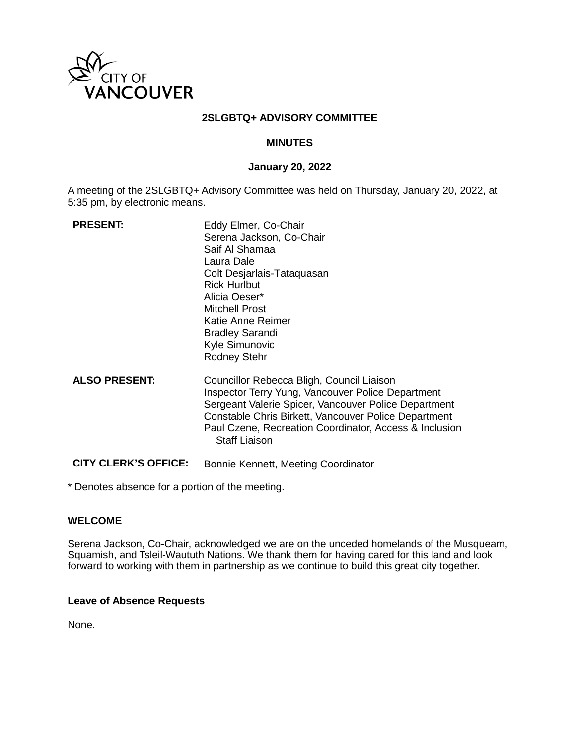CITY OF VANCOUVER

**2SLGBTQ+ ADVISORY COMMITTEE**

**MINUTES**

**January 20, 2022**

A meeting of the 2SLGBTQ+ Advisory Committee was held on Thursday, January 20, 2022, at 5:35 pm, by electronic means.

| | |
|---|---|
| **PRESENT:** | Eddy Elmer, Co-Chair<br>Serena Jackson, Co-Chair<br>Saif Al Shamaa<br>Laura Dale<br>Colt Desjarlais-Tataquasan<br>Rick Hurlbut<br>Alicia Oeser*<br>Mitchell Prost<br>Katie Anne Reimer<br>Bradley Sarandi<br>Kyle Simunovic<br>Rodney Stehr |
| **ALSO PRESENT:** | Councillor Rebecca Bligh, Council Liaison<br>Inspector Terry Yung, Vancouver Police Department<br>Sergeant Valerie Spicer, Vancouver Police Department<br>Constable Chris Birkett, Vancouver Police Department<br>Paul Czene, Recreation Coordinator, Access & Inclusion Staff Liaison |
| **CITY CLERK'S OFFICE:** | Bonnie Kennett, Meeting Coordinator |

* Denotes absence for a portion of the meeting.

**WELCOME**

Serena Jackson, Co-Chair, acknowledged we are on the unceded homelands of the Musqueam, Squamish, and Tsleil-Waututh Nations. We thank them for having cared for this land and look forward to working with them in partnership as we continue to build this great city together.

**Leave of Absence Requests**

None.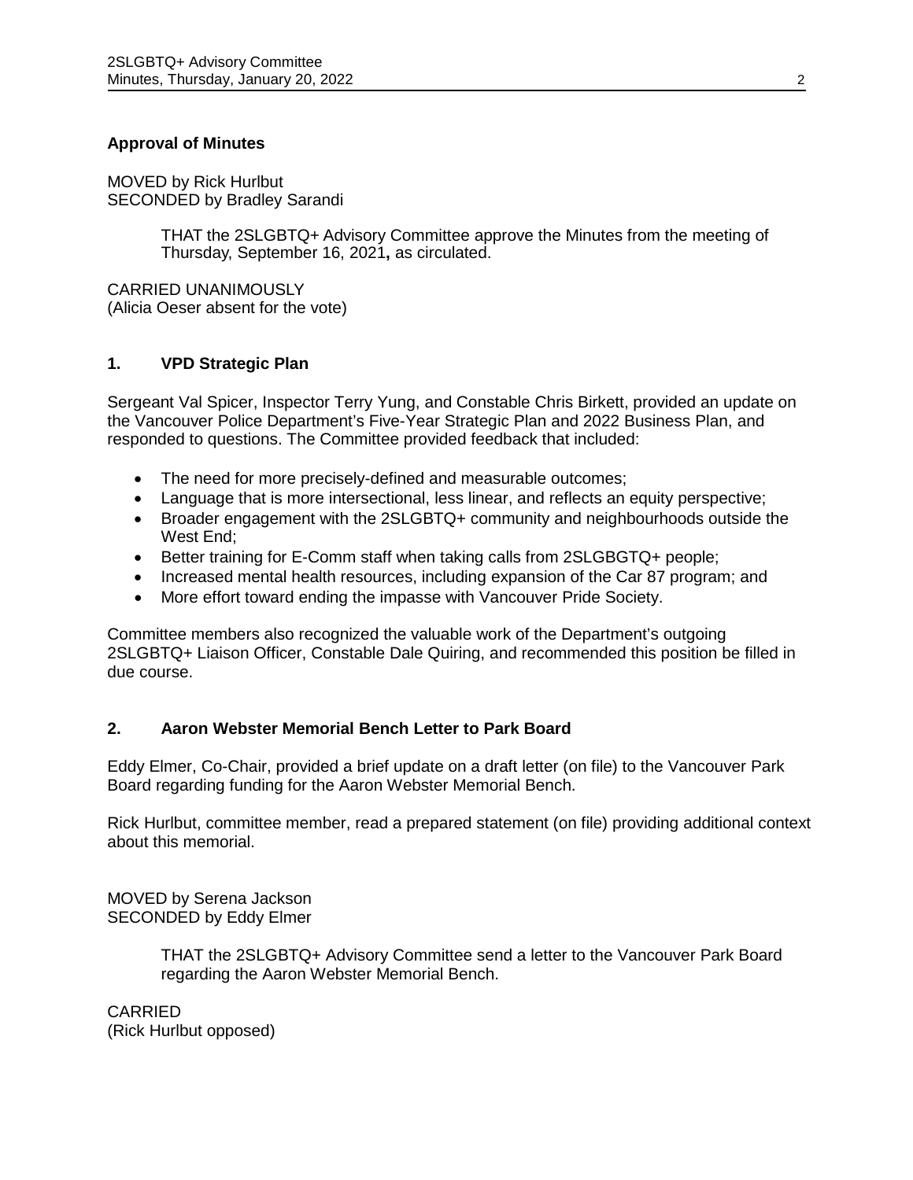**Approval of Minutes**

MOVED by Rick Hurlbut
SECONDED by Bradley Sarandi

> THAT the 2SLGBTQ+ Advisory Committee approve the Minutes from the meeting of Thursday, September 16, 2021**,** as circulated.

CARRIED UNANIMOUSLY
(Alicia Oeser absent for the vote)

## 1. VPD Strategic Plan

Sergeant Val Spicer, Inspector Terry Yung, and Constable Chris Birkett, provided an update on the Vancouver Police Department's Five-Year Strategic Plan and 2022 Business Plan, and responded to questions. The Committee provided feedback that included:

- The need for more precisely-defined and measurable outcomes;
- Language that is more intersectional, less linear, and reflects an equity perspective;
- Broader engagement with the 2SLGBTQ+ community and neighbourhoods outside the West End;
- Better training for E-Comm staff when taking calls from 2SLGBGTQ+ people;
- Increased mental health resources, including expansion of the Car 87 program; and
- More effort toward ending the impasse with Vancouver Pride Society.

Committee members also recognized the valuable work of the Department's outgoing 2SLGBTQ+ Liaison Officer, Constable Dale Quiring, and recommended this position be filled in due course.

## 2. Aaron Webster Memorial Bench Letter to Park Board

Eddy Elmer, Co-Chair, provided a brief update on a draft letter (on file) to the Vancouver Park Board regarding funding for the Aaron Webster Memorial Bench.

Rick Hurlbut, committee member, read a prepared statement (on file) providing additional context about this memorial.

MOVED by Serena Jackson
SECONDED by Eddy Elmer

> THAT the 2SLGBTQ+ Advisory Committee send a letter to the Vancouver Park Board regarding the Aaron Webster Memorial Bench.

CARRIED
(Rick Hurlbut opposed)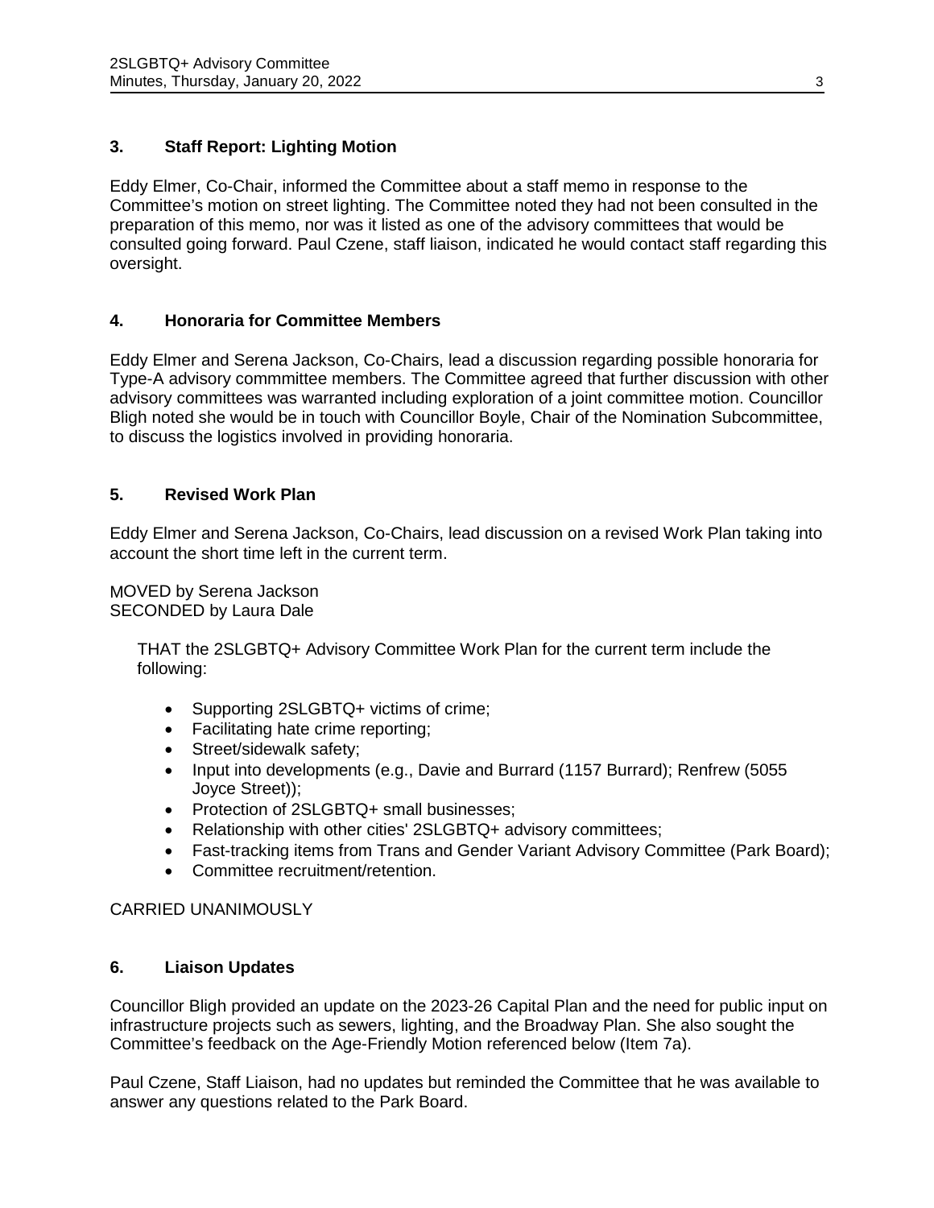### 3. Staff Report: Lighting Motion

Eddy Elmer, Co-Chair, informed the Committee about a staff memo in response to the Committee's motion on street lighting. The Committee noted they had not been consulted in the preparation of this memo, nor was it listed as one of the advisory committees that would be consulted going forward. Paul Czene, staff liaison, indicated he would contact staff regarding this oversight.

### 4. Honoraria for Committee Members

Eddy Elmer and Serena Jackson, Co-Chairs, lead a discussion regarding possible honoraria for Type-A advisory commmittee members. The Committee agreed that further discussion with other advisory committees was warranted including exploration of a joint committee motion. Councillor Bligh noted she would be in touch with Councillor Boyle, Chair of the Nomination Subcommittee, to discuss the logistics involved in providing honoraria.

### 5. Revised Work Plan

Eddy Elmer and Serena Jackson, Co-Chairs, lead discussion on a revised Work Plan taking into account the short time left in the current term.

MOVED by Serena Jackson
SECONDED by Laura Dale

> THAT the 2SLGBTQ+ Advisory Committee Work Plan for the current term include the following:
>
> - Supporting 2SLGBTQ+ victims of crime;
> - Facilitating hate crime reporting;
> - Street/sidewalk safety;
> - Input into developments (e.g., Davie and Burrard (1157 Burrard); Renfrew (5055 Joyce Street));
> - Protection of 2SLGBTQ+ small businesses;
> - Relationship with other cities' 2SLGBTQ+ advisory committees;
> - Fast-tracking items from Trans and Gender Variant Advisory Committee (Park Board);
> - Committee recruitment/retention.

CARRIED UNANIMOUSLY

### 6. Liaison Updates

Councillor Bligh provided an update on the 2023-26 Capital Plan and the need for public input on infrastructure projects such as sewers, lighting, and the Broadway Plan. She also sought the Committee's feedback on the Age-Friendly Motion referenced below (Item 7a).

Paul Czene, Staff Liaison, had no updates but reminded the Committee that he was available to answer any questions related to the Park Board.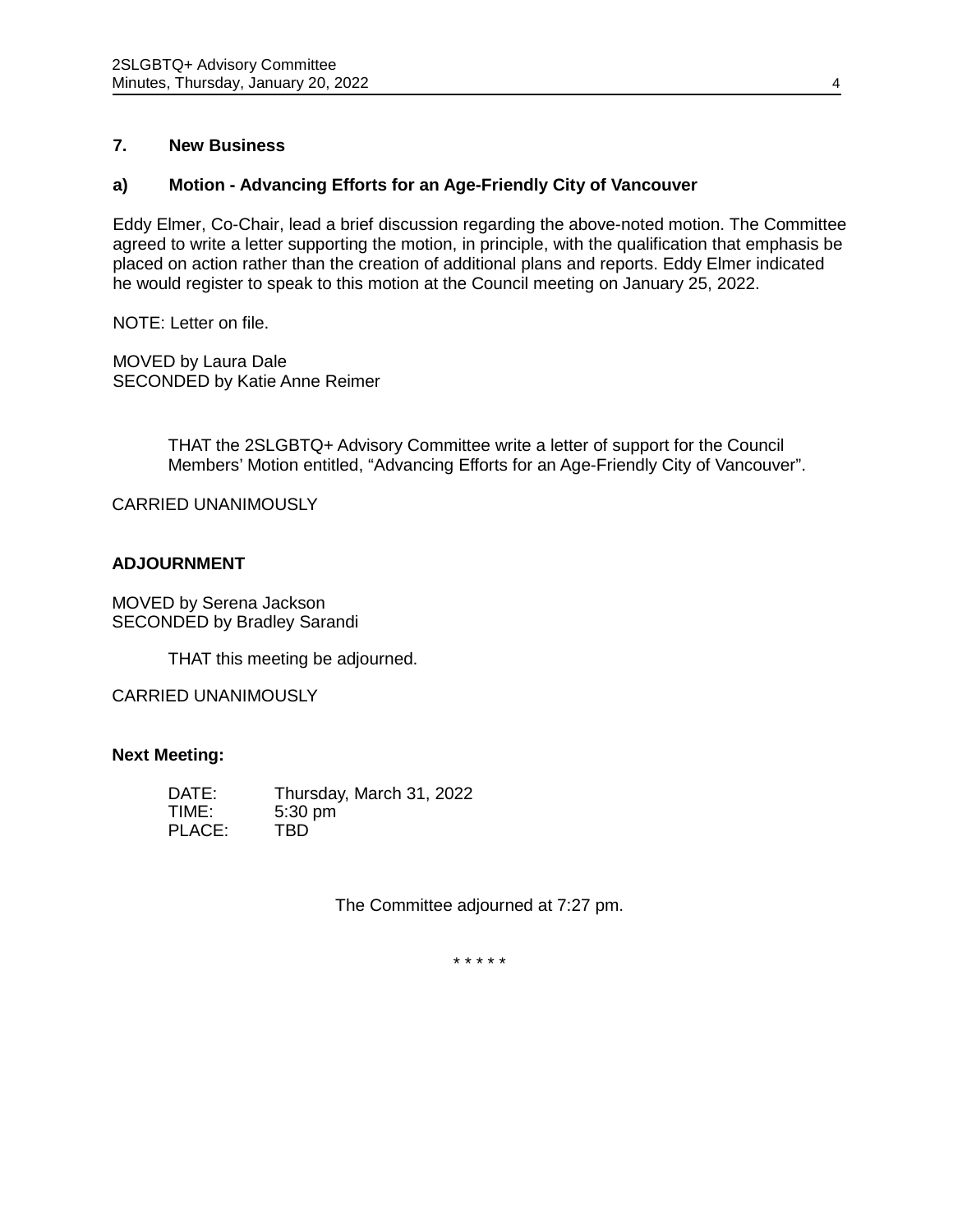## 7. New Business

### a) Motion - Advancing Efforts for an Age-Friendly City of Vancouver

Eddy Elmer, Co-Chair, lead a brief discussion regarding the above-noted motion. The Committee agreed to write a letter supporting the motion, in principle, with the qualification that emphasis be placed on action rather than the creation of additional plans and reports. Eddy Elmer indicated he would register to speak to this motion at the Council meeting on January 25, 2022.

NOTE: Letter on file.

MOVED by Laura Dale
SECONDED by Katie Anne Reimer

> THAT the 2SLGBTQ+ Advisory Committee write a letter of support for the Council Members' Motion entitled, "Advancing Efforts for an Age-Friendly City of Vancouver".

CARRIED UNANIMOUSLY

## ADJOURNMENT

MOVED by Serena Jackson
SECONDED by Bradley Sarandi

> THAT this meeting be adjourned.

CARRIED UNANIMOUSLY

**Next Meeting:**

| | |
|---|---|
| DATE: | Thursday, March 31, 2022 |
| TIME: | 5:30 pm |
| PLACE: | TBD |

The Committee adjourned at 7:27 pm.

* * * * *